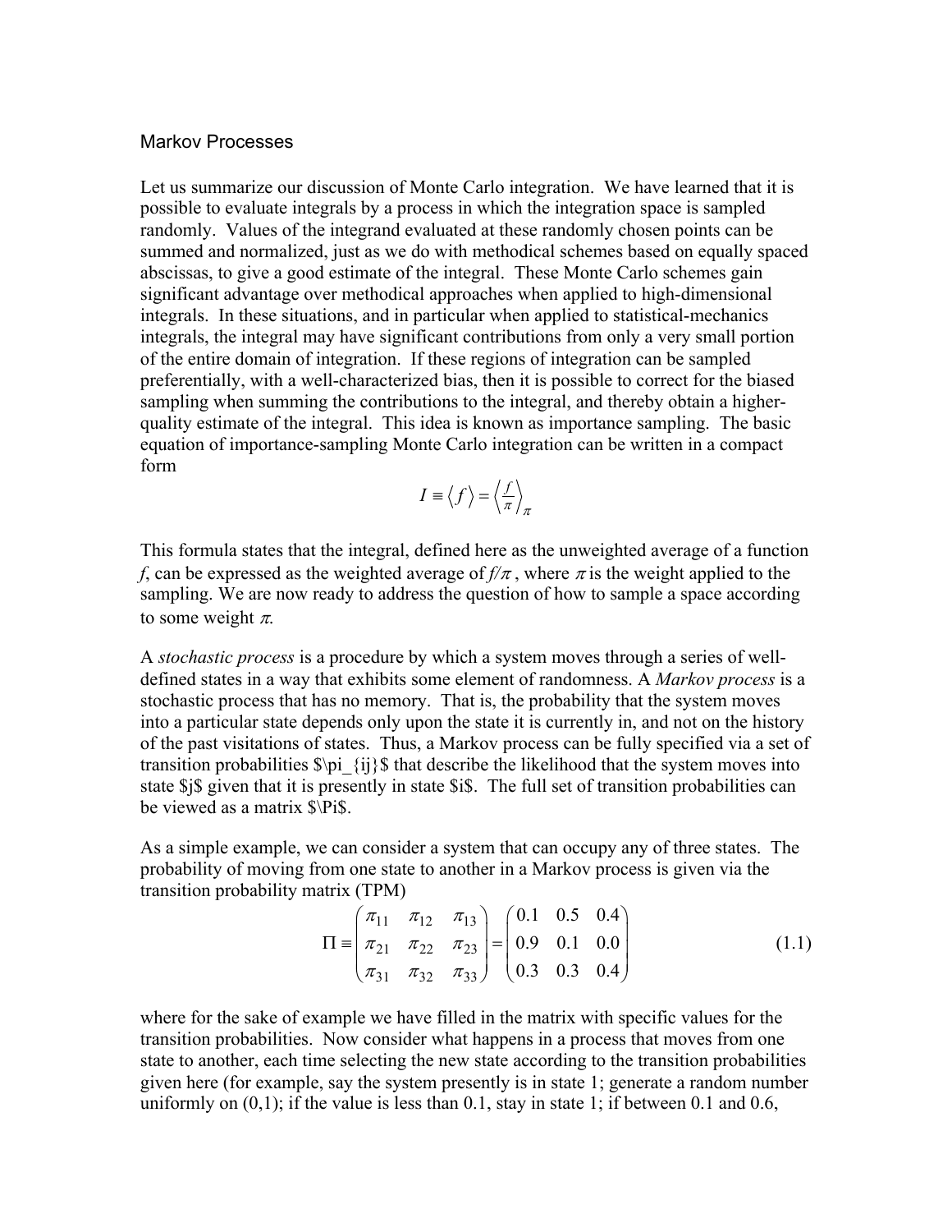# Markov Processes

Let us summarize our discussion of Monte Carlo integration. We have learned that it is possible to evaluate integrals by a process in which the integration space is sampled randomly. Values of the integrand evaluated at these randomly chosen points can be summed and normalized, just as we do with methodical schemes based on equally spaced abscissas, to give a good estimate of the integral. These Monte Carlo schemes gain significant advantage over methodical approaches when applied to high-dimensional integrals. In these situations, and in particular when applied to statistical-mechanics integrals, the integral may have significant contributions from only a very small portion of the entire domain of integration. If these regions of integration can be sampled preferentially, with a well-characterized bias, then it is possible to correct for the biased sampling when summing the contributions to the integral, and thereby obtain a higher-quality estimate of the integral. This idea is known as importance sampling. The basic equation of importance-sampling Monte Carlo integration can be written in a compact form

$$I \equiv \langle f \rangle = \left\langle \frac{f}{\pi} \right\rangle_{\pi}$$

This formula states that the integral, defined here as the unweighted average of a function $f$, can be expressed as the weighted average of $f/\pi$, where $\pi$ is the weight applied to the sampling. We are now ready to address the question of how to sample a space according to some weight $\pi$.

A *stochastic process* is a procedure by which a system moves through a series of well-defined states in a way that exhibits some element of randomness. A *Markov process* is a stochastic process that has no memory. That is, the probability that the system moves into a particular state depends only upon the state it is currently in, and not on the history of the past visitations of states. Thus, a Markov process can be fully specified via a set of transition probabilities $\pi_{ij}$ that describe the likelihood that the system moves into state $j$ given that it is presently in state $i$. The full set of transition probabilities can be viewed as a matrix $\Pi$.

As a simple example, we can consider a system that can occupy any of three states. The probability of moving from one state to another in a Markov process is given via the transition probability matrix (TPM)

$$\Pi \equiv \begin{pmatrix} \pi_{11} & \pi_{12} & \pi_{13} \\ \pi_{21} & \pi_{22} & \pi_{23} \\ \pi_{31} & \pi_{32} & \pi_{33} \end{pmatrix} = \begin{pmatrix} 0.1 & 0.5 & 0.4 \\ 0.9 & 0.1 & 0.0 \\ 0.3 & 0.3 & 0.4 \end{pmatrix} \tag{1.1}$$

where for the sake of example we have filled in the matrix with specific values for the transition probabilities. Now consider what happens in a process that moves from one state to another, each time selecting the new state according to the transition probabilities given here (for example, say the system presently is in state 1; generate a random number uniformly on (0,1); if the value is less than 0.1, stay in state 1; if between 0.1 and 0.6,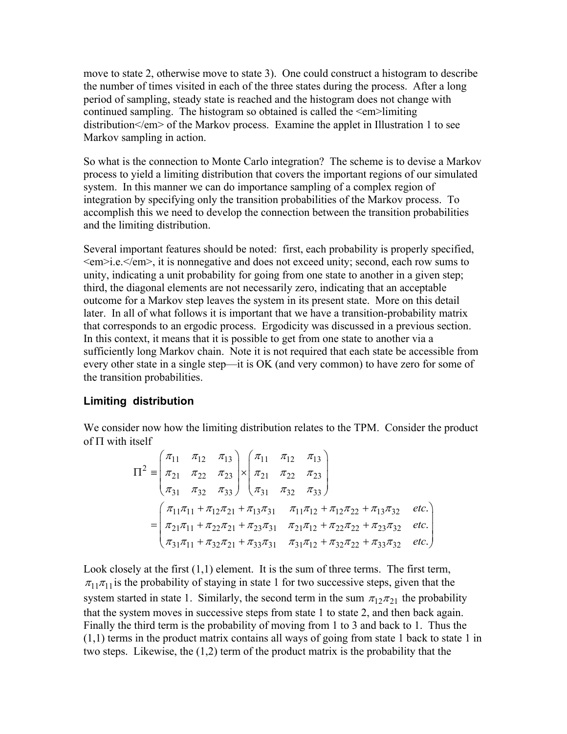move to state 2, otherwise move to state 3). One could construct a histogram to describe the number of times visited in each of the three states during the process. After a long period of sampling, steady state is reached and the histogram does not change with continued sampling. The histogram so obtained is called the <em>limiting distribution</em> of the Markov process. Examine the applet in Illustration 1 to see Markov sampling in action.

So what is the connection to Monte Carlo integration? The scheme is to devise a Markov process to yield a limiting distribution that covers the important regions of our simulated system. In this manner we can do importance sampling of a complex region of integration by specifying only the transition probabilities of the Markov process. To accomplish this we need to develop the connection between the transition probabilities and the limiting distribution.

Several important features should be noted: first, each probability is properly specified, <em>i.e.</em>, it is nonnegative and does not exceed unity; second, each row sums to unity, indicating a unit probability for going from one state to another in a given step; third, the diagonal elements are not necessarily zero, indicating that an acceptable outcome for a Markov step leaves the system in its present state. More on this detail later. In all of what follows it is important that we have a transition-probability matrix that corresponds to an ergodic process. Ergodicity was discussed in a previous section. In this context, it means that it is possible to get from one state to another via a sufficiently long Markov chain. Note it is not required that each state be accessible from every other state in a single step—it is OK (and very common) to have zero for some of the transition probabilities.

### Limiting distribution

We consider now how the limiting distribution relates to the TPM. Consider the product of $\Pi$ with itself

$$\Pi^2 \equiv \begin{pmatrix} \pi_{11} & \pi_{12} & \pi_{13} \\ \pi_{21} & \pi_{22} & \pi_{23} \\ \pi_{31} & \pi_{32} & \pi_{33} \end{pmatrix} \times \begin{pmatrix} \pi_{11} & \pi_{12} & \pi_{13} \\ \pi_{21} & \pi_{22} & \pi_{23} \\ \pi_{31} & \pi_{32} & \pi_{33} \end{pmatrix}$$

$$= \begin{pmatrix} \pi_{11}\pi_{11} + \pi_{12}\pi_{21} + \pi_{13}\pi_{31} & \pi_{11}\pi_{12} + \pi_{12}\pi_{22} + \pi_{13}\pi_{32} & etc. \\ \pi_{21}\pi_{11} + \pi_{22}\pi_{21} + \pi_{23}\pi_{31} & \pi_{21}\pi_{12} + \pi_{22}\pi_{22} + \pi_{23}\pi_{32} & etc. \\ \pi_{31}\pi_{11} + \pi_{32}\pi_{21} + \pi_{33}\pi_{31} & \pi_{31}\pi_{12} + \pi_{32}\pi_{22} + \pi_{33}\pi_{32} & etc. \end{pmatrix}$$

Look closely at the first (1,1) element. It is the sum of three terms. The first term, $\pi_{11}\pi_{11}$ is the probability of staying in state 1 for two successive steps, given that the system started in state 1. Similarly, the second term in the sum $\pi_{12}\pi_{21}$ the probability that the system moves in successive steps from state 1 to state 2, and then back again. Finally the third term is the probability of moving from 1 to 3 and back to 1. Thus the (1,1) terms in the product matrix contains all ways of going from state 1 back to state 1 in two steps. Likewise, the (1,2) term of the product matrix is the probability that the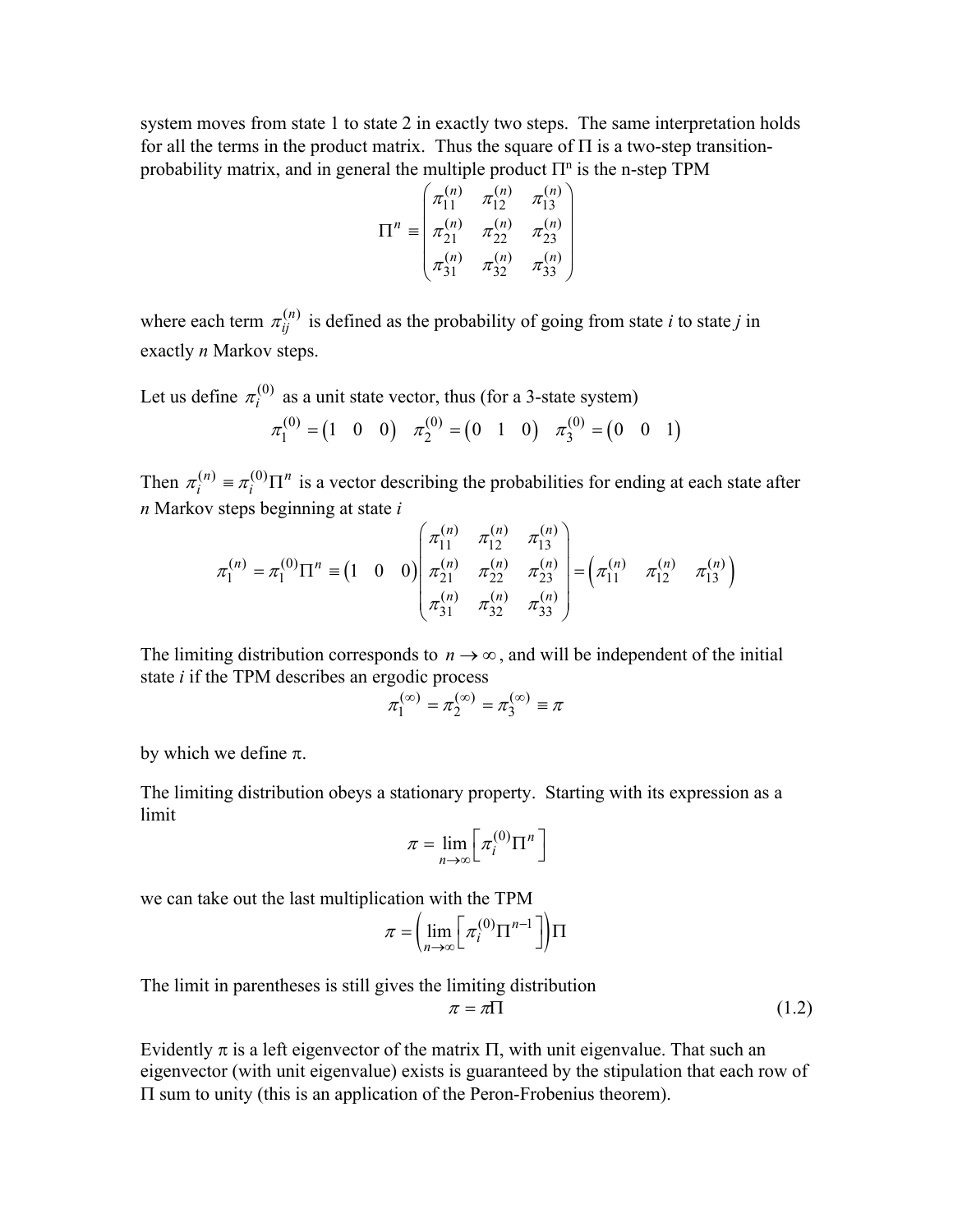system moves from state 1 to state 2 in exactly two steps. The same interpretation holds for all the terms in the product matrix. Thus the square of $\Pi$ is a two-step transition-probability matrix, and in general the multiple product $\Pi^n$ is the n-step TPM

$$\Pi^n \equiv \begin{pmatrix} \pi_{11}^{(n)} & \pi_{12}^{(n)} & \pi_{13}^{(n)} \\ \pi_{21}^{(n)} & \pi_{22}^{(n)} & \pi_{23}^{(n)} \\ \pi_{31}^{(n)} & \pi_{32}^{(n)} & \pi_{33}^{(n)} \end{pmatrix}$$

where each term $\pi_{ij}^{(n)}$ is defined as the probability of going from state *i* to state *j* in exactly *n* Markov steps.

Let us define $\pi_i^{(0)}$ as a unit state vector, thus (for a 3-state system)

$$\pi_1^{(0)} = \begin{pmatrix} 1 & 0 & 0 \end{pmatrix} \quad \pi_2^{(0)} = \begin{pmatrix} 0 & 1 & 0 \end{pmatrix} \quad \pi_3^{(0)} = \begin{pmatrix} 0 & 0 & 1 \end{pmatrix}$$

Then $\pi_i^{(n)} \equiv \pi_i^{(0)} \Pi^n$ is a vector describing the probabilities for ending at each state after *n* Markov steps beginning at state *i*

$$\pi_1^{(n)} = \pi_1^{(0)} \Pi^n \equiv \begin{pmatrix} 1 & 0 & 0 \end{pmatrix} \begin{pmatrix} \pi_{11}^{(n)} & \pi_{12}^{(n)} & \pi_{13}^{(n)} \\ \pi_{21}^{(n)} & \pi_{22}^{(n)} & \pi_{23}^{(n)} \\ \pi_{31}^{(n)} & \pi_{32}^{(n)} & \pi_{33}^{(n)} \end{pmatrix} = \begin{pmatrix} \pi_{11}^{(n)} & \pi_{12}^{(n)} & \pi_{13}^{(n)} \end{pmatrix}$$

The limiting distribution corresponds to $n \to \infty$, and will be independent of the initial state *i* if the TPM describes an ergodic process

$$\pi_1^{(\infty)} = \pi_2^{(\infty)} = \pi_3^{(\infty)} \equiv \pi$$

by which we define $\pi$.

The limiting distribution obeys a stationary property. Starting with its expression as a limit

$$\pi = \lim_{n \to \infty} \left[ \pi_i^{(0)} \Pi^n \right]$$

we can take out the last multiplication with the TPM

$$\pi = \left( \lim_{n \to \infty} \left[ \pi_i^{(0)} \Pi^{n-1} \right] \right) \Pi$$

The limit in parentheses is still gives the limiting distribution

$$\pi = \pi \Pi \tag{1.2}$$

Evidently $\pi$ is a left eigenvector of the matrix $\Pi$, with unit eigenvalue. That such an eigenvector (with unit eigenvalue) exists is guaranteed by the stipulation that each row of $\Pi$ sum to unity (this is an application of the Peron-Frobenius theorem).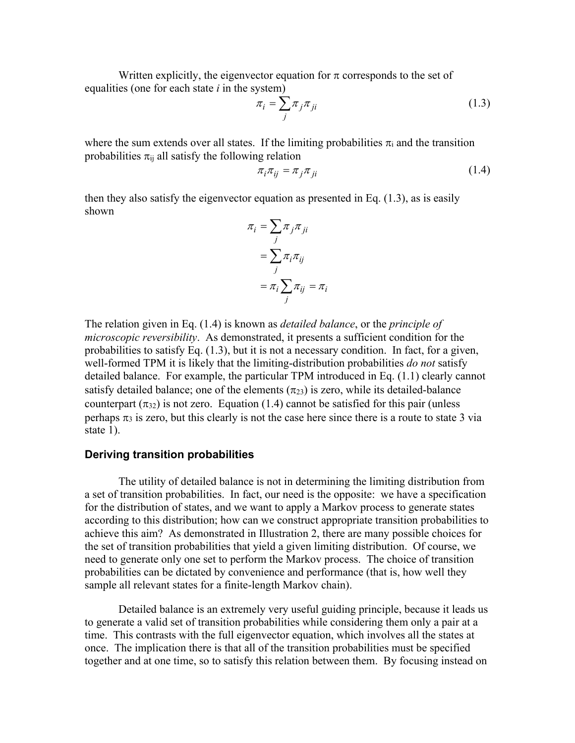Written explicitly, the eigenvector equation for $\pi$ corresponds to the set of equalities (one for each state $i$ in the system)

$$\pi_i = \sum_j \pi_j \pi_{ji} \tag{1.3}$$

where the sum extends over all states. If the limiting probabilities $\pi_i$ and the transition probabilities $\pi_{ij}$ all satisfy the following relation

$$\pi_i \pi_{ij} = \pi_j \pi_{ji} \tag{1.4}$$

then they also satisfy the eigenvector equation as presented in Eq. (1.3), as is easily shown

$$\begin{aligned} \pi_i &= \sum_j \pi_j \pi_{ji} \\ &= \sum_j \pi_i \pi_{ij} \\ &= \pi_i \sum_j \pi_{ij} = \pi_i \end{aligned}$$

The relation given in Eq. (1.4) is known as *detailed balance*, or the *principle of microscopic reversibility*. As demonstrated, it presents a sufficient condition for the probabilities to satisfy Eq. (1.3), but it is not a necessary condition. In fact, for a given, well-formed TPM it is likely that the limiting-distribution probabilities *do not* satisfy detailed balance. For example, the particular TPM introduced in Eq. (1.1) clearly cannot satisfy detailed balance; one of the elements ($\pi_{23}$) is zero, while its detailed-balance counterpart ($\pi_{32}$) is not zero. Equation (1.4) cannot be satisfied for this pair (unless perhaps $\pi_3$ is zero, but this clearly is not the case here since there is a route to state 3 via state 1).

### Deriving transition probabilities

The utility of detailed balance is not in determining the limiting distribution from a set of transition probabilities. In fact, our need is the opposite: we have a specification for the distribution of states, and we want to apply a Markov process to generate states according to this distribution; how can we construct appropriate transition probabilities to achieve this aim? As demonstrated in Illustration 2, there are many possible choices for the set of transition probabilities that yield a given limiting distribution. Of course, we need to generate only one set to perform the Markov process. The choice of transition probabilities can be dictated by convenience and performance (that is, how well they sample all relevant states for a finite-length Markov chain).

Detailed balance is an extremely very useful guiding principle, because it leads us to generate a valid set of transition probabilities while considering them only a pair at a time. This contrasts with the full eigenvector equation, which involves all the states at once. The implication there is that all of the transition probabilities must be specified together and at one time, so to satisfy this relation between them. By focusing instead on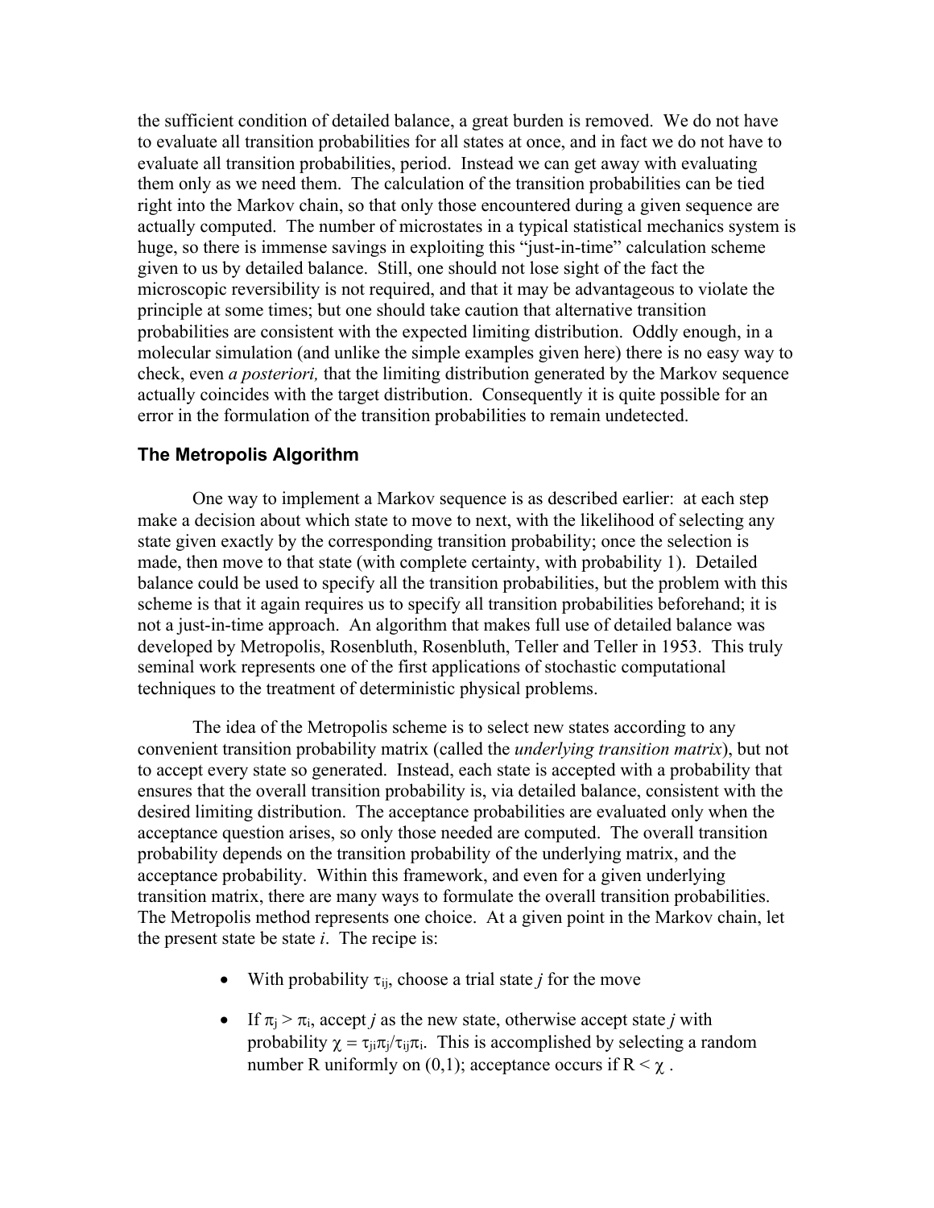the sufficient condition of detailed balance, a great burden is removed. We do not have to evaluate all transition probabilities for all states at once, and in fact we do not have to evaluate all transition probabilities, period. Instead we can get away with evaluating them only as we need them. The calculation of the transition probabilities can be tied right into the Markov chain, so that only those encountered during a given sequence are actually computed. The number of microstates in a typical statistical mechanics system is huge, so there is immense savings in exploiting this "just-in-time" calculation scheme given to us by detailed balance. Still, one should not lose sight of the fact the microscopic reversibility is not required, and that it may be advantageous to violate the principle at some times; but one should take caution that alternative transition probabilities are consistent with the expected limiting distribution. Oddly enough, in a molecular simulation (and unlike the simple examples given here) there is no easy way to check, even *a posteriori,* that the limiting distribution generated by the Markov sequence actually coincides with the target distribution. Consequently it is quite possible for an error in the formulation of the transition probabilities to remain undetected.

### The Metropolis Algorithm

One way to implement a Markov sequence is as described earlier: at each step make a decision about which state to move to next, with the likelihood of selecting any state given exactly by the corresponding transition probability; once the selection is made, then move to that state (with complete certainty, with probability 1). Detailed balance could be used to specify all the transition probabilities, but the problem with this scheme is that it again requires us to specify all transition probabilities beforehand; it is not a just-in-time approach. An algorithm that makes full use of detailed balance was developed by Metropolis, Rosenbluth, Rosenbluth, Teller and Teller in 1953. This truly seminal work represents one of the first applications of stochastic computational techniques to the treatment of deterministic physical problems.

The idea of the Metropolis scheme is to select new states according to any convenient transition probability matrix (called the *underlying transition matrix*), but not to accept every state so generated. Instead, each state is accepted with a probability that ensures that the overall transition probability is, via detailed balance, consistent with the desired limiting distribution. The acceptance probabilities are evaluated only when the acceptance question arises, so only those needed are computed. The overall transition probability depends on the transition probability of the underlying matrix, and the acceptance probability. Within this framework, and even for a given underlying transition matrix, there are many ways to formulate the overall transition probabilities. The Metropolis method represents one choice. At a given point in the Markov chain, let the present state be state *i*. The recipe is:

- With probability $\tau_{ij}$, choose a trial state *j* for the move
- If $\pi_j > \pi_i$, accept *j* as the new state, otherwise accept state *j* with probability $\chi = \tau_{ji}\pi_j/\tau_{ij}\pi_i$. This is accomplished by selecting a random number R uniformly on (0,1); acceptance occurs if $R < \chi$ .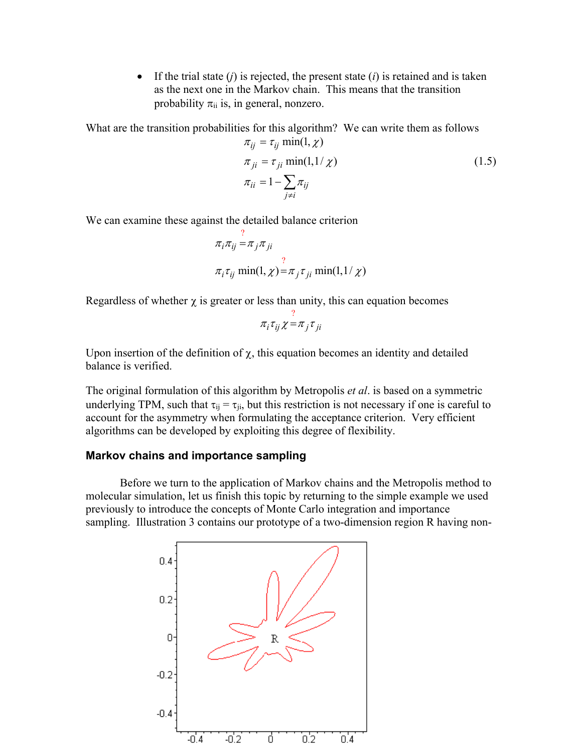- If the trial state ($j$) is rejected, the present state ($i$) is retained and is taken as the next one in the Markov chain. This means that the transition probability $\pi_{ii}$ is, in general, nonzero.

What are the transition probabilities for this algorithm? We can write them as follows

$$
\begin{aligned}
\pi_{ij} &= \tau_{ij} \min(1, \chi) \\
\pi_{ji} &= \tau_{ji} \min(1, 1/\chi) \\
\pi_{ii} &= 1 - \sum_{j \neq i} \pi_{ij}
\end{aligned}
\tag{1.5}
$$

We can examine these against the detailed balance criterion

$$\pi_i \pi_{ij} \overset{?}{=} \pi_j \pi_{ji}$$

$$\pi_i \tau_{ij} \min(1, \chi) \overset{?}{=} \pi_j \tau_{ji} \min(1, 1/\chi)$$

Regardless of whether $\chi$ is greater or less than unity, this can equation becomes

$$\pi_i \tau_{ij} \chi \overset{?}{=} \pi_j \tau_{ji}$$

Upon insertion of the definition of $\chi$, this equation becomes an identity and detailed balance is verified.

The original formulation of this algorithm by Metropolis *et al*. is based on a symmetric underlying TPM, such that $\tau_{ij} = \tau_{ji}$, but this restriction is not necessary if one is careful to account for the asymmetry when formulating the acceptance criterion. Very efficient algorithms can be developed by exploiting this degree of flexibility.

### Markov chains and importance sampling

Before we turn to the application of Markov chains and the Metropolis method to molecular simulation, let us finish this topic by returning to the simple example we used previously to introduce the concepts of Monte Carlo integration and importance sampling. Illustration 3 contains our prototype of a two-dimension region R having non-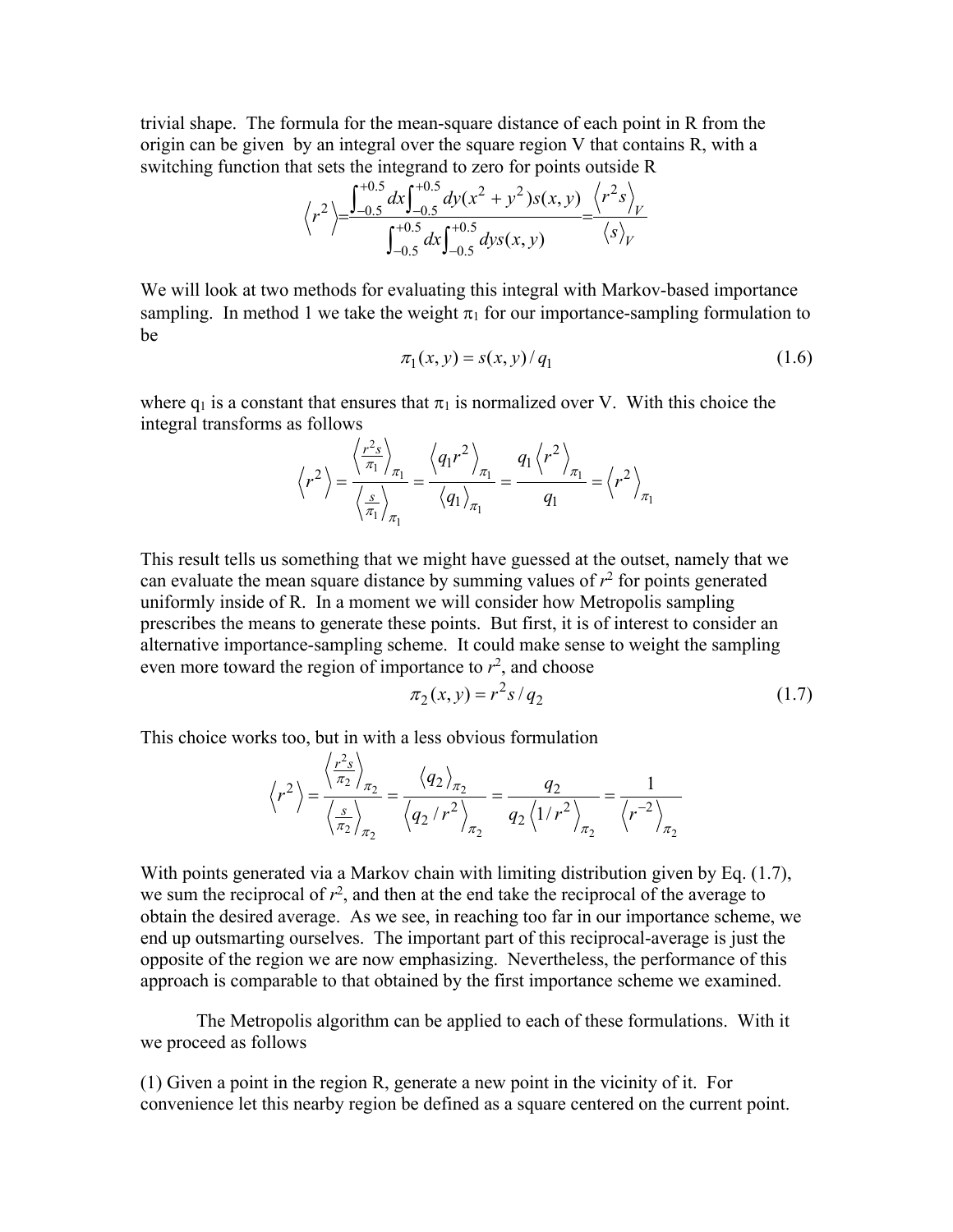trivial shape. The formula for the mean-square distance of each point in R from the origin can be given by an integral over the square region V that contains R, with a switching function that sets the integrand to zero for points outside R

$$\left\langle r^2 \right\rangle = \frac{\int_{-0.5}^{+0.5} dx \int_{-0.5}^{+0.5} dy (x^2 + y^2) s(x,y)}{\int_{-0.5}^{+0.5} dx \int_{-0.5}^{+0.5} dy s(x,y)} = \frac{\left\langle r^2 s \right\rangle_V}{\left\langle s \right\rangle_V}$$

We will look at two methods for evaluating this integral with Markov-based importance sampling. In method 1 we take the weight $\pi_1$ for our importance-sampling formulation to be

$$\pi_1(x,y) = s(x,y)/q_1 \tag{1.6}$$

where $q_1$ is a constant that ensures that $\pi_1$ is normalized over V. With this choice the integral transforms as follows

$$\left\langle r^2 \right\rangle = \frac{\left\langle \frac{r^2 s}{\pi_1} \right\rangle_{\pi_1}}{\left\langle \frac{s}{\pi_1} \right\rangle_{\pi_1}} = \frac{\left\langle q_1 r^2 \right\rangle_{\pi_1}}{\left\langle q_1 \right\rangle_{\pi_1}} = \frac{q_1 \left\langle r^2 \right\rangle_{\pi_1}}{q_1} = \left\langle r^2 \right\rangle_{\pi_1}$$

This result tells us something that we might have guessed at the outset, namely that we can evaluate the mean square distance by summing values of $r^2$ for points generated uniformly inside of R. In a moment we will consider how Metropolis sampling prescribes the means to generate these points. But first, it is of interest to consider an alternative importance-sampling scheme. It could make sense to weight the sampling even more toward the region of importance to $r^2$, and choose

$$\pi_2(x,y) = r^2 s / q_2 \tag{1.7}$$

This choice works too, but in with a less obvious formulation

$$\left\langle r^2 \right\rangle = \frac{\left\langle \frac{r^2 s}{\pi_2} \right\rangle_{\pi_2}}{\left\langle \frac{s}{\pi_2} \right\rangle_{\pi_2}} = \frac{\left\langle q_2 \right\rangle_{\pi_2}}{\left\langle q_2 / r^2 \right\rangle_{\pi_2}} = \frac{q_2}{q_2 \left\langle 1/r^2 \right\rangle_{\pi_2}} = \frac{1}{\left\langle r^{-2} \right\rangle_{\pi_2}}$$

With points generated via a Markov chain with limiting distribution given by Eq. (1.7), we sum the reciprocal of $r^2$, and then at the end take the reciprocal of the average to obtain the desired average. As we see, in reaching too far in our importance scheme, we end up outsmarting ourselves. The important part of this reciprocal-average is just the opposite of the region we are now emphasizing. Nevertheless, the performance of this approach is comparable to that obtained by the first importance scheme we examined.

The Metropolis algorithm can be applied to each of these formulations. With it we proceed as follows

(1) Given a point in the region R, generate a new point in the vicinity of it. For convenience let this nearby region be defined as a square centered on the current point.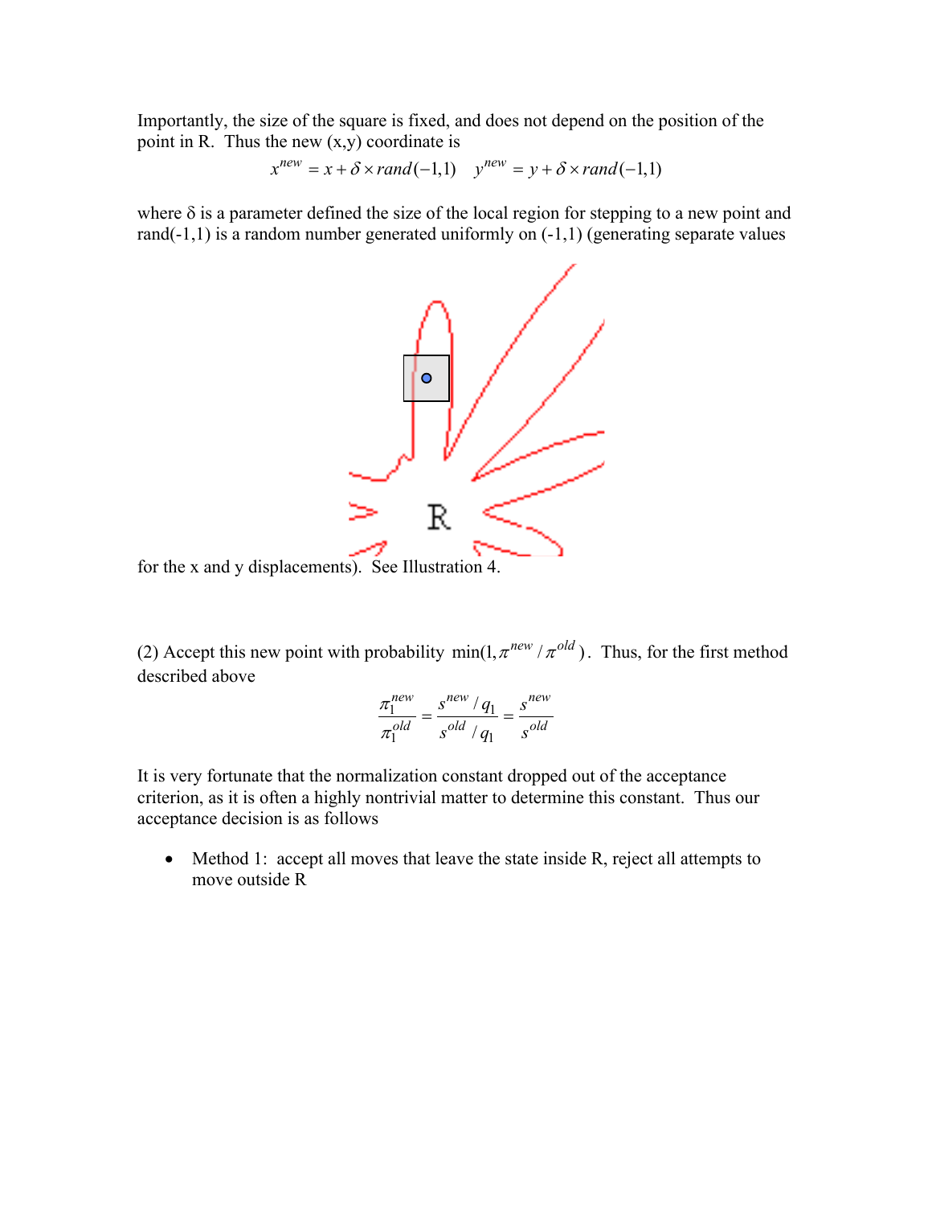Importantly, the size of the square is fixed, and does not depend on the position of the point in R. Thus the new (x,y) coordinate is

$$x^{new} = x + \delta \times rand(-1,1) \quad y^{new} = y + \delta \times rand(-1,1)$$

where δ is a parameter defined the size of the local region for stepping to a new point and rand(-1,1) is a random number generated uniformly on (-1,1) (generating separate values for the x and y displacements). See Illustration 4.

(2) Accept this new point with probability $\min(1, \pi^{new} / \pi^{old})$. Thus, for the first method described above

$$\frac{\pi_1^{new}}{\pi_1^{old}} = \frac{s^{new} / q_1}{s^{old} / q_1} = \frac{s^{new}}{s^{old}}$$

It is very fortunate that the normalization constant dropped out of the acceptance criterion, as it is often a highly nontrivial matter to determine this constant. Thus our acceptance decision is as follows

- Method 1: accept all moves that leave the state inside R, reject all attempts to move outside R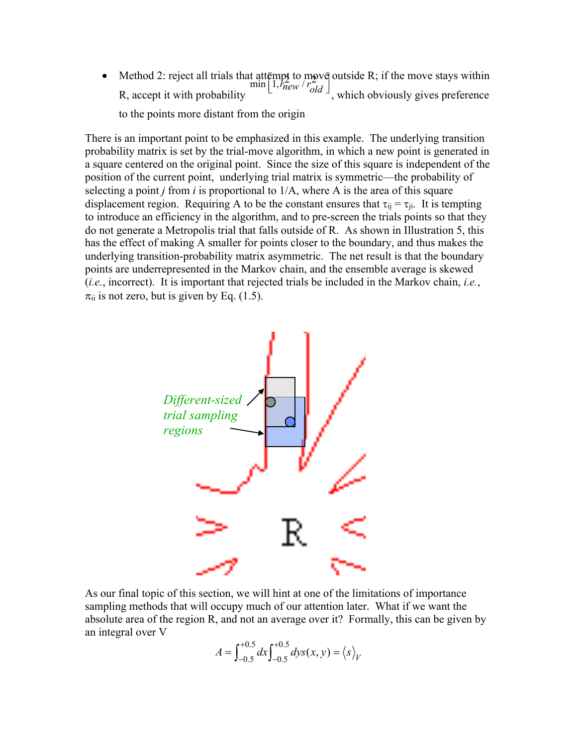- Method 2: reject all trials that attempt to move outside R; if the move stays within R, accept it with probability $\min\left[1, r_{new}^2 / r_{old}^2\right]$, which obviously gives preference to the points more distant from the origin

There is an important point to be emphasized in this example. The underlying transition probability matrix is set by the trial-move algorithm, in which a new point is generated in a square centered on the original point. Since the size of this square is independent of the position of the current point, underlying trial matrix is symmetric—the probability of selecting a point *j* from *i* is proportional to 1/A, where A is the area of this square displacement region. Requiring A to be the constant ensures that $\tau_{ij} = \tau_{ji}$. It is tempting to introduce an efficiency in the algorithm, and to pre-screen the trials points so that they do not generate a Metropolis trial that falls outside of R. As shown in Illustration 5, this has the effect of making A smaller for points closer to the boundary, and thus makes the underlying transition-probability matrix asymmetric. The net result is that the boundary points are underrepresented in the Markov chain, and the ensemble average is skewed (*i.e.*, incorrect). It is important that rejected trials be included in the Markov chain, *i.e.*, $\pi_{ii}$ is not zero, but is given by Eq. (1.5).

*Different-sized trial sampling regions*

R

As our final topic of this section, we will hint at one of the limitations of importance sampling methods that will occupy much of our attention later. What if we want the absolute area of the region R, and not an average over it? Formally, this can be given by an integral over V

$$A = \int_{-0.5}^{+0.5} dx \int_{-0.5}^{+0.5} dy\, s(x,y) = \langle s \rangle_V$$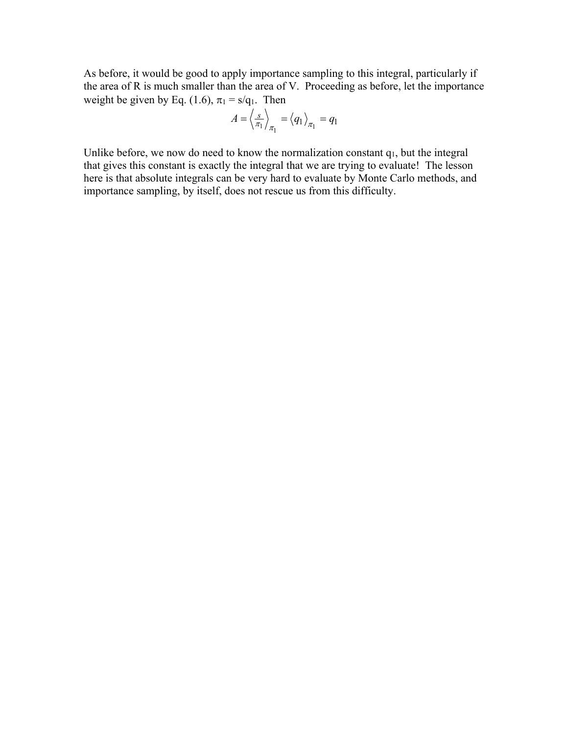As before, it would be good to apply importance sampling to this integral, particularly if the area of R is much smaller than the area of V. Proceeding as before, let the importance weight be given by Eq. (1.6), $\pi_1 = s/q_1$. Then

$$A = \left\langle \frac{s}{\pi_1} \right\rangle_{\pi_1} = \left\langle q_1 \right\rangle_{\pi_1} = q_1$$

Unlike before, we now do need to know the normalization constant $q_1$, but the integral that gives this constant is exactly the integral that we are trying to evaluate! The lesson here is that absolute integrals can be very hard to evaluate by Monte Carlo methods, and importance sampling, by itself, does not rescue us from this difficulty.